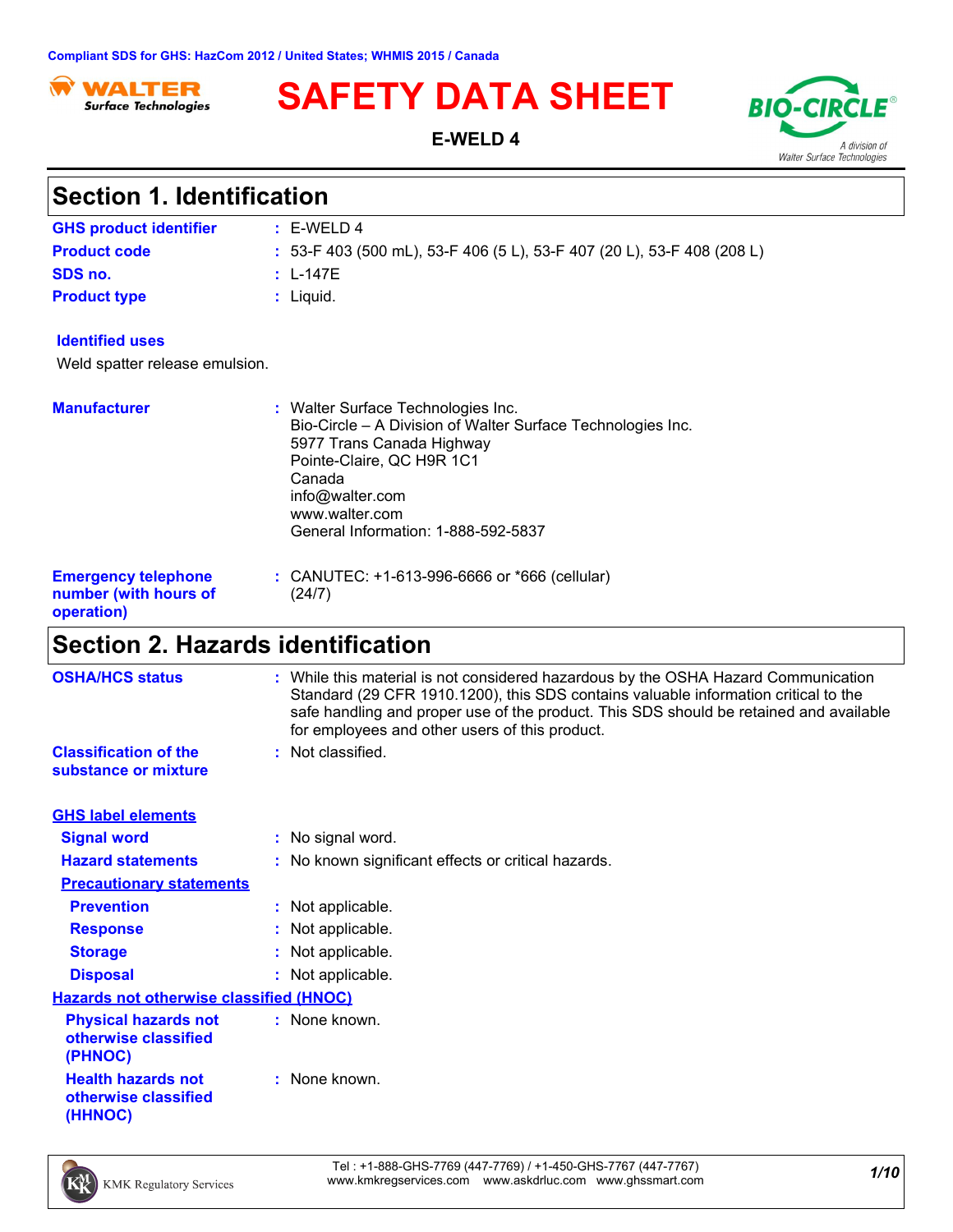Compliant SDS for GHS: HazCom 2012 / United States; WHMIS 2015 / Canada

# SAFETY DATA SHEET

**E-WELD 4**

## Section 1. Identification

| | |
|---|---|
| **GHS product identifier** | : E-WELD 4 |
| **Product code** | : 53-F 403 (500 mL), 53-F 406 (5 L), 53-F 407 (20 L), 53-F 408 (208 L) |
| **SDS no.** | : L-147E |
| **Product type** | : Liquid. |

**Identified uses**

Weld spatter release emulsion.

**Manufacturer** : Walter Surface Technologies Inc.
Bio-Circle – A Division of Walter Surface Technologies Inc.
5977 Trans Canada Highway
Pointe-Claire, QC H9R 1C1
Canada
info@walter.com
www.walter.com
General Information: 1-888-592-5837

**Emergency telephone number (with hours of operation)** : CANUTEC: +1-613-996-6666 or *666 (cellular) (24/7)

## Section 2. Hazards identification

**OSHA/HCS status** : While this material is not considered hazardous by the OSHA Hazard Communication Standard (29 CFR 1910.1200), this SDS contains valuable information critical to the safe handling and proper use of the product. This SDS should be retained and available for employees and other users of this product.

**Classification of the substance or mixture** : Not classified.

**GHS label elements**

**Signal word** : No signal word.

**Hazard statements** : No known significant effects or critical hazards.

**Precautionary statements**

**Prevention** : Not applicable.

**Response** : Not applicable.

**Storage** : Not applicable.

**Disposal** : Not applicable.

**Hazards not otherwise classified (HNOC)**

**Physical hazards not otherwise classified (PHNOC)** : None known.

**Health hazards not otherwise classified (HHNOC)** : None known.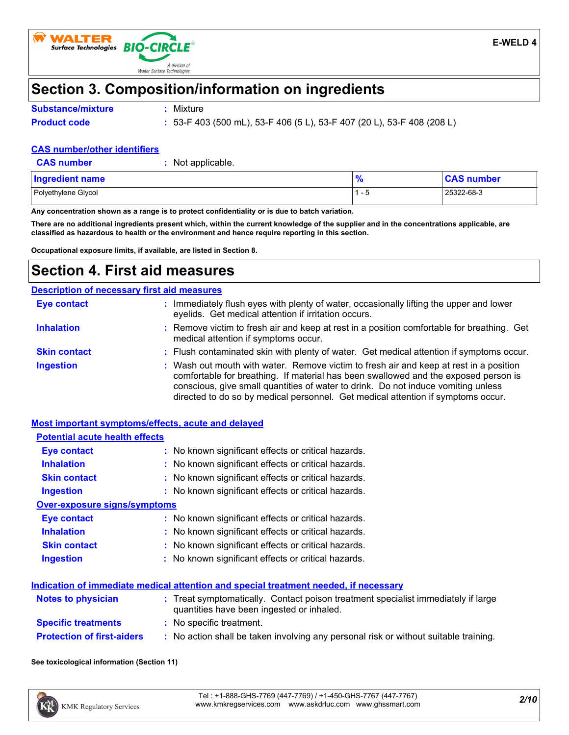## Section 3. Composition/information on ingredients

**Substance/mixture** : Mixture

**Product code** : 53-F 403 (500 mL), 53-F 406 (5 L), 53-F 407 (20 L), 53-F 408 (208 L)

**CAS number/other identifiers**

**CAS number** : Not applicable.

| Ingredient name | % | CAS number |
|---|---|---|
| Polyethylene Glycol | 1 - 5 | 25322-68-3 |

**Any concentration shown as a range is to protect confidentiality or is due to batch variation.**

**There are no additional ingredients present which, within the current knowledge of the supplier and in the concentrations applicable, are classified as hazardous to health or the environment and hence require reporting in this section.**

**Occupational exposure limits, if available, are listed in Section 8.**

## Section 4. First aid measures

**Description of necessary first aid measures**

**Eye contact** : Immediately flush eyes with plenty of water, occasionally lifting the upper and lower eyelids. Get medical attention if irritation occurs.

**Inhalation** : Remove victim to fresh air and keep at rest in a position comfortable for breathing. Get medical attention if symptoms occur.

**Skin contact** : Flush contaminated skin with plenty of water. Get medical attention if symptoms occur.

**Ingestion** : Wash out mouth with water. Remove victim to fresh air and keep at rest in a position comfortable for breathing. If material has been swallowed and the exposed person is conscious, give small quantities of water to drink. Do not induce vomiting unless directed to do so by medical personnel. Get medical attention if symptoms occur.

**Most important symptoms/effects, acute and delayed**

**Potential acute health effects**

**Eye contact** : No known significant effects or critical hazards.

**Inhalation** : No known significant effects or critical hazards.

**Skin contact** : No known significant effects or critical hazards.

**Ingestion** : No known significant effects or critical hazards.

**Over-exposure signs/symptoms**

**Eye contact** : No known significant effects or critical hazards.

**Inhalation** : No known significant effects or critical hazards.

**Skin contact** : No known significant effects or critical hazards.

**Ingestion** : No known significant effects or critical hazards.

**Indication of immediate medical attention and special treatment needed, if necessary**

**Notes to physician** : Treat symptomatically. Contact poison treatment specialist immediately if large quantities have been ingested or inhaled.

**Specific treatments** : No specific treatment.

**Protection of first-aiders** : No action shall be taken involving any personal risk or without suitable training.

**See toxicological information (Section 11)**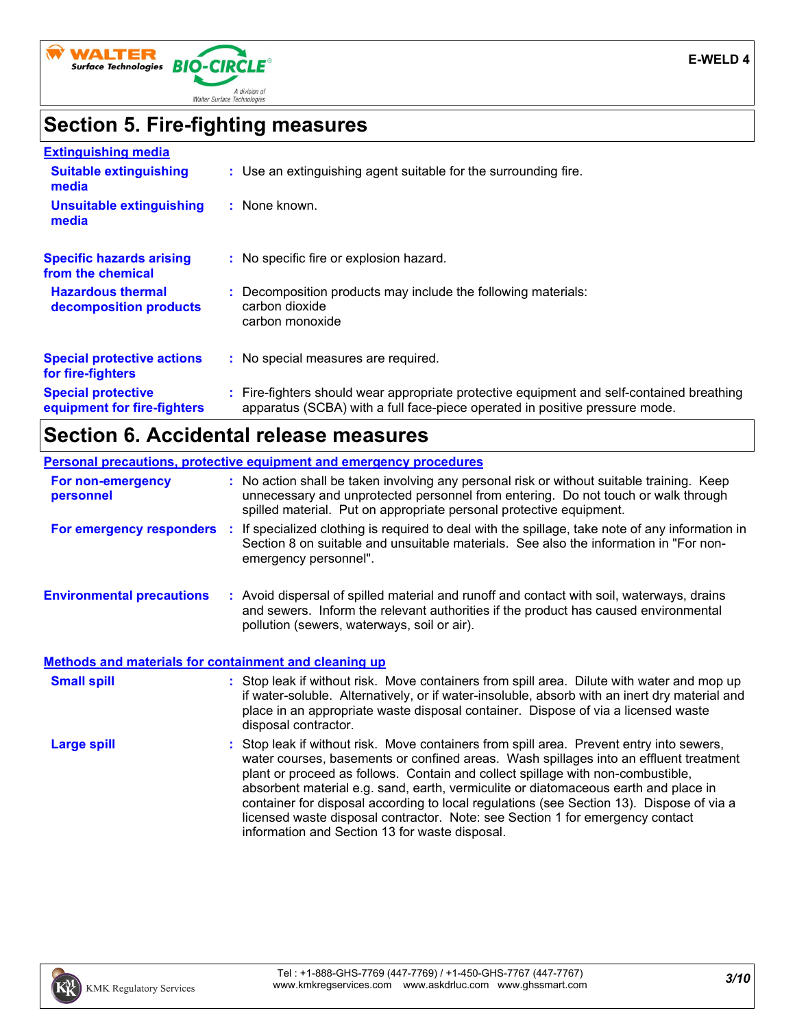## Section 5. Fire-fighting measures

### Extinguishing media

| | |
|---|---|
| **Suitable extinguishing media** | Use an extinguishing agent suitable for the surrounding fire. |
| **Unsuitable extinguishing media** | None known. |
| **Specific hazards arising from the chemical** | No specific fire or explosion hazard. |
| **Hazardous thermal decomposition products** | Decomposition products may include the following materials: carbon dioxide carbon monoxide |
| **Special protective actions for fire-fighters** | No special measures are required. |
| **Special protective equipment for fire-fighters** | Fire-fighters should wear appropriate protective equipment and self-contained breathing apparatus (SCBA) with a full face-piece operated in positive pressure mode. |

## Section 6. Accidental release measures

### Personal precautions, protective equipment and emergency procedures

| | |
|---|---|
| **For non-emergency personnel** | No action shall be taken involving any personal risk or without suitable training. Keep unnecessary and unprotected personnel from entering. Do not touch or walk through spilled material. Put on appropriate personal protective equipment. |
| **For emergency responders** | If specialized clothing is required to deal with the spillage, take note of any information in Section 8 on suitable and unsuitable materials. See also the information in "For non-emergency personnel". |
| **Environmental precautions** | Avoid dispersal of spilled material and runoff and contact with soil, waterways, drains and sewers. Inform the relevant authorities if the product has caused environmental pollution (sewers, waterways, soil or air). |

### Methods and materials for containment and cleaning up

| | |
|---|---|
| **Small spill** | Stop leak if without risk. Move containers from spill area. Dilute with water and mop up if water-soluble. Alternatively, or if water-insoluble, absorb with an inert dry material and place in an appropriate waste disposal container. Dispose of via a licensed waste disposal contractor. |
| **Large spill** | Stop leak if without risk. Move containers from spill area. Prevent entry into sewers, water courses, basements or confined areas. Wash spillages into an effluent treatment plant or proceed as follows. Contain and collect spillage with non-combustible, absorbent material e.g. sand, earth, vermiculite or diatomaceous earth and place in container for disposal according to local regulations (see Section 13). Dispose of via a licensed waste disposal contractor. Note: see Section 1 for emergency contact information and Section 13 for waste disposal. |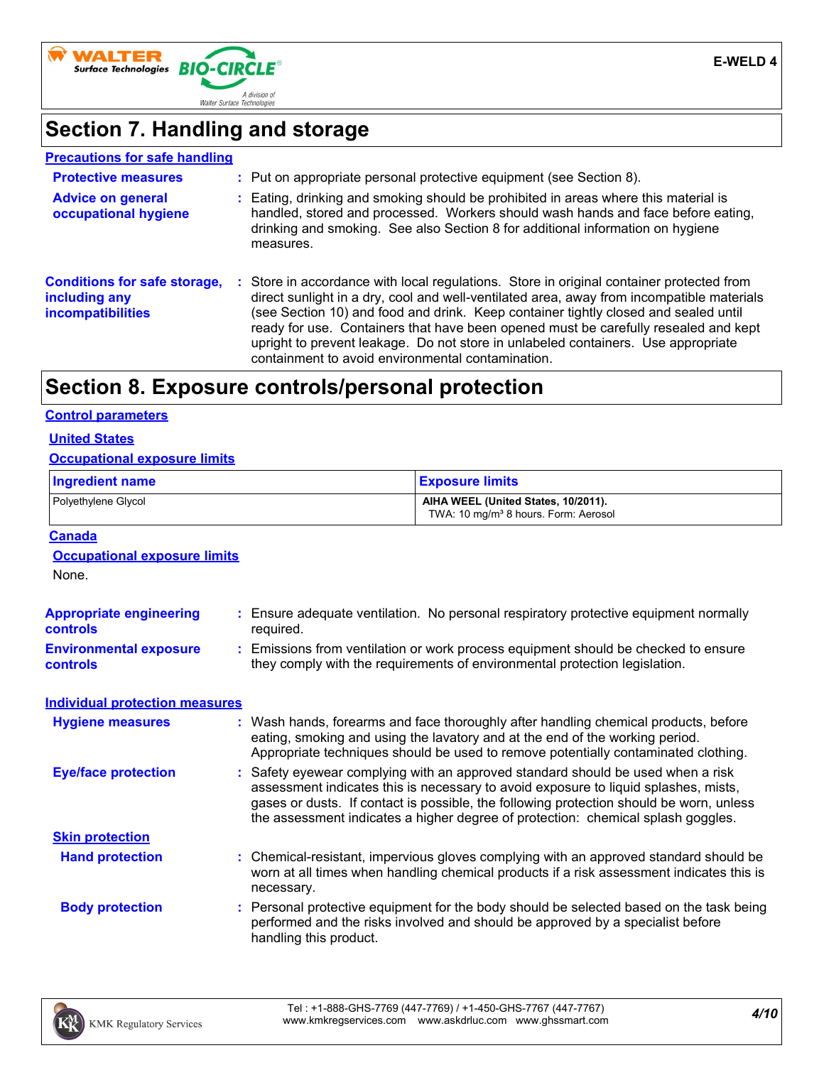## Section 7. Handling and storage

**Precautions for safe handling**

**Protective measures** : Put on appropriate personal protective equipment (see Section 8).

**Advice on general occupational hygiene** : Eating, drinking and smoking should be prohibited in areas where this material is handled, stored and processed. Workers should wash hands and face before eating, drinking and smoking. See also Section 8 for additional information on hygiene measures.

**Conditions for safe storage, including any incompatibilities** : Store in accordance with local regulations. Store in original container protected from direct sunlight in a dry, cool and well-ventilated area, away from incompatible materials (see Section 10) and food and drink. Keep container tightly closed and sealed until ready for use. Containers that have been opened must be carefully resealed and kept upright to prevent leakage. Do not store in unlabeled containers. Use appropriate containment to avoid environmental contamination.

## Section 8. Exposure controls/personal protection

**Control parameters**

**United States**

**Occupational exposure limits**

| Ingredient name | Exposure limits |
| --- | --- |
| Polyethylene Glycol | **AIHA WEEL (United States, 10/2011).** TWA: 10 mg/m³ 8 hours. Form: Aerosol |

**Canada**

**Occupational exposure limits**

None.

**Appropriate engineering controls** : Ensure adequate ventilation. No personal respiratory protective equipment normally required.

**Environmental exposure controls** : Emissions from ventilation or work process equipment should be checked to ensure they comply with the requirements of environmental protection legislation.

**Individual protection measures**

**Hygiene measures** : Wash hands, forearms and face thoroughly after handling chemical products, before eating, smoking and using the lavatory and at the end of the working period. Appropriate techniques should be used to remove potentially contaminated clothing.

**Eye/face protection** : Safety eyewear complying with an approved standard should be used when a risk assessment indicates this is necessary to avoid exposure to liquid splashes, mists, gases or dusts. If contact is possible, the following protection should be worn, unless the assessment indicates a higher degree of protection: chemical splash goggles.

**Skin protection**

**Hand protection** : Chemical-resistant, impervious gloves complying with an approved standard should be worn at all times when handling chemical products if a risk assessment indicates this is necessary.

**Body protection** : Personal protective equipment for the body should be selected based on the task being performed and the risks involved and should be approved by a specialist before handling this product.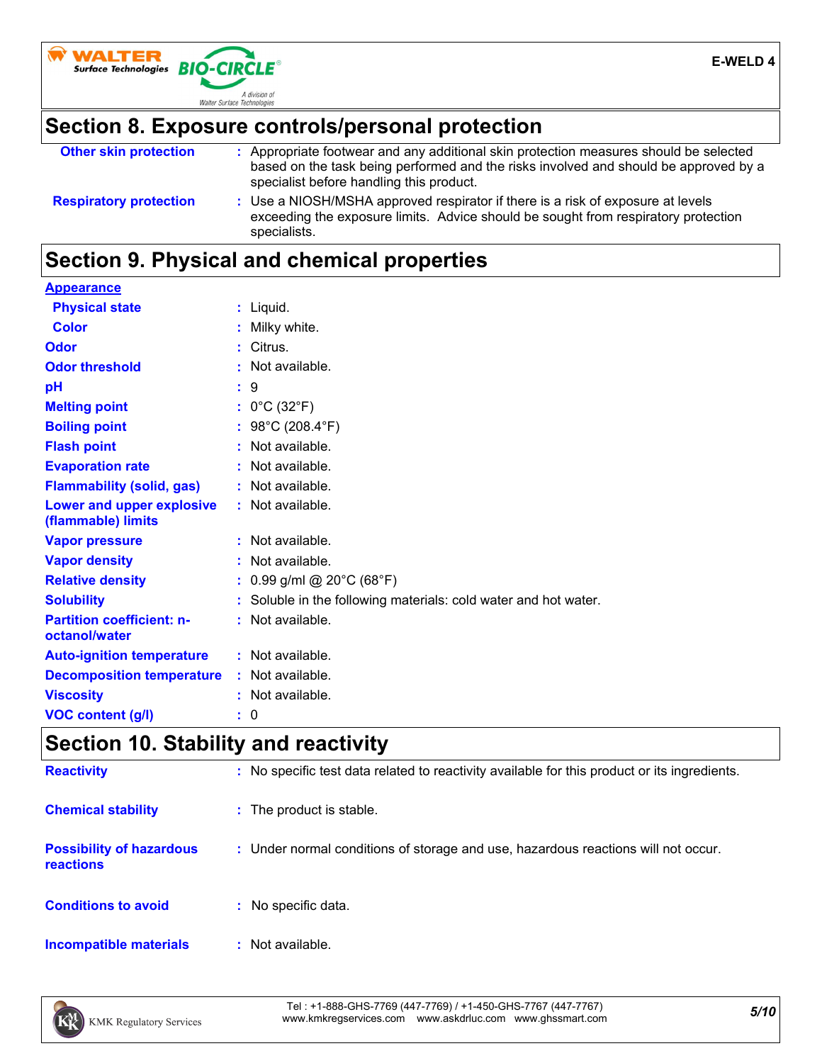## Section 8. Exposure controls/personal protection

| | |
|---|---|
| **Other skin protection** | : Appropriate footwear and any additional skin protection measures should be selected based on the task being performed and the risks involved and should be approved by a specialist before handling this product. |
| **Respiratory protection** | : Use a NIOSH/MSHA approved respirator if there is a risk of exposure at levels exceeding the exposure limits. Advice should be sought from respiratory protection specialists. |

## Section 9. Physical and chemical properties

**Appearance**

| | |
|---|---|
| **Physical state** | : Liquid. |
| **Color** | : Milky white. |
| **Odor** | : Citrus. |
| **Odor threshold** | : Not available. |
| **pH** | : 9 |
| **Melting point** | : 0°C (32°F) |
| **Boiling point** | : 98°C (208.4°F) |
| **Flash point** | : Not available. |
| **Evaporation rate** | : Not available. |
| **Flammability (solid, gas)** | : Not available. |
| **Lower and upper explosive (flammable) limits** | : Not available. |
| **Vapor pressure** | : Not available. |
| **Vapor density** | : Not available. |
| **Relative density** | : 0.99 g/ml @ 20°C (68°F) |
| **Solubility** | : Soluble in the following materials: cold water and hot water. |
| **Partition coefficient: n-octanol/water** | : Not available. |
| **Auto-ignition temperature** | : Not available. |
| **Decomposition temperature** | : Not available. |
| **Viscosity** | : Not available. |
| **VOC content (g/l)** | : 0 |

## Section 10. Stability and reactivity

| | |
|---|---|
| **Reactivity** | : No specific test data related to reactivity available for this product or its ingredients. |
| **Chemical stability** | : The product is stable. |
| **Possibility of hazardous reactions** | : Under normal conditions of storage and use, hazardous reactions will not occur. |
| **Conditions to avoid** | : No specific data. |
| **Incompatible materials** | : Not available. |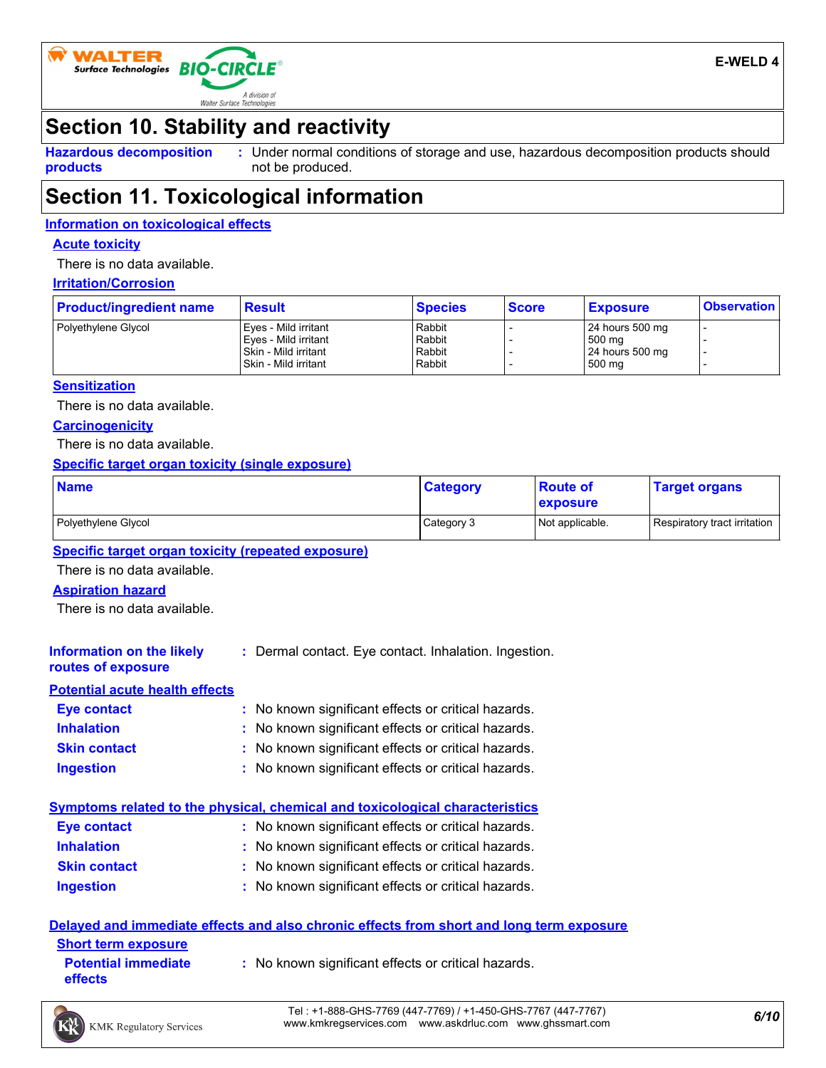## Section 10. Stability and reactivity

**Hazardous decomposition products** : Under normal conditions of storage and use, hazardous decomposition products should not be produced.

## Section 11. Toxicological information

### Information on toxicological effects

#### Acute toxicity

There is no data available.

#### Irritation/Corrosion

| Product/ingredient name | Result | Species | Score | Exposure | Observation |
|---|---|---|---|---|---|
| Polyethylene Glycol | Eyes - Mild irritant | Rabbit | - | 24 hours 500 mg | - |
| | Eyes - Mild irritant | Rabbit | - | 500 mg | - |
| | Skin - Mild irritant | Rabbit | - | 24 hours 500 mg | - |
| | Skin - Mild irritant | Rabbit | - | 500 mg | - |

#### Sensitization

There is no data available.

#### Carcinogenicity

There is no data available.

#### Specific target organ toxicity (single exposure)

| Name | Category | Route of exposure | Target organs |
|---|---|---|---|
| Polyethylene Glycol | Category 3 | Not applicable. | Respiratory tract irritation |

#### Specific target organ toxicity (repeated exposure)

There is no data available.

#### Aspiration hazard

There is no data available.

**Information on the likely routes of exposure** : Dermal contact. Eye contact. Inhalation. Ingestion.

### Potential acute health effects

**Eye contact** : No known significant effects or critical hazards.

**Inhalation** : No known significant effects or critical hazards.

**Skin contact** : No known significant effects or critical hazards.

**Ingestion** : No known significant effects or critical hazards.

### Symptoms related to the physical, chemical and toxicological characteristics

**Eye contact** : No known significant effects or critical hazards.

**Inhalation** : No known significant effects or critical hazards.

**Skin contact** : No known significant effects or critical hazards.

**Ingestion** : No known significant effects or critical hazards.

### Delayed and immediate effects and also chronic effects from short and long term exposure

#### Short term exposure

**Potential immediate effects** : No known significant effects or critical hazards.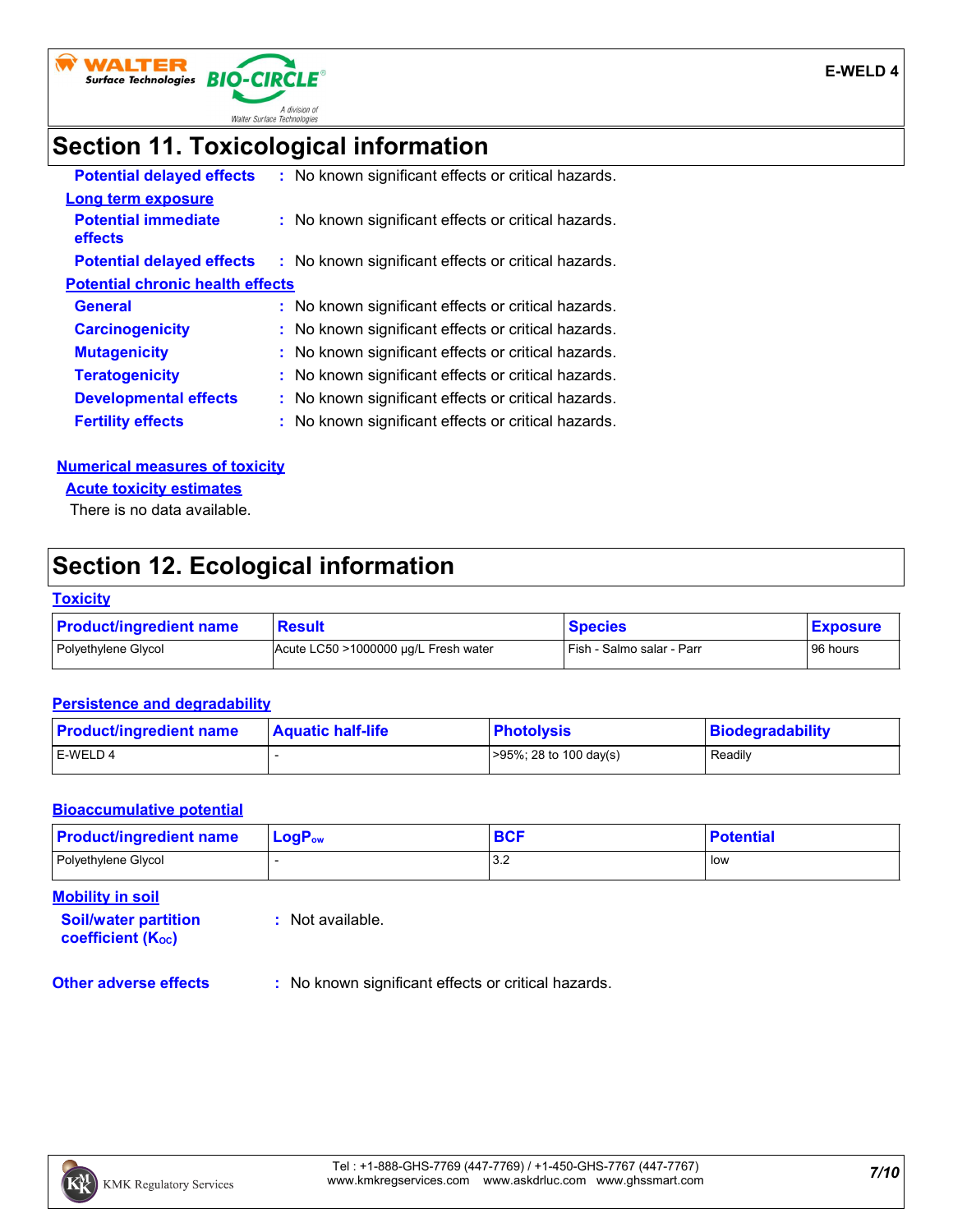## Section 11. Toxicological information

**Potential delayed effects** : No known significant effects or critical hazards.

**Long term exposure**

**Potential immediate effects** : No known significant effects or critical hazards.

**Potential delayed effects** : No known significant effects or critical hazards.

**Potential chronic health effects**

**General** : No known significant effects or critical hazards.

**Carcinogenicity** : No known significant effects or critical hazards.

**Mutagenicity** : No known significant effects or critical hazards.

**Teratogenicity** : No known significant effects or critical hazards.

**Developmental effects** : No known significant effects or critical hazards.

**Fertility effects** : No known significant effects or critical hazards.

**Numerical measures of toxicity**

**Acute toxicity estimates**

There is no data available.

## Section 12. Ecological information

**Toxicity**

| Product/ingredient name | Result | Species | Exposure |
|---|---|---|---|
| Polyethylene Glycol | Acute LC50 >1000000 µg/L Fresh water | Fish - Salmo salar - Parr | 96 hours |

**Persistence and degradability**

| Product/ingredient name | Aquatic half-life | Photolysis | Biodegradability |
|---|---|---|---|
| E-WELD 4 | - | >95%; 28 to 100 day(s) | Readily |

**Bioaccumulative potential**

| Product/ingredient name | $LogP_{ow}$ | BCF | Potential |
|---|---|---|---|
| Polyethylene Glycol | - | 3.2 | low |

**Mobility in soil**

**Soil/water partition coefficient ($K_{OC}$)** : Not available.

**Other adverse effects** : No known significant effects or critical hazards.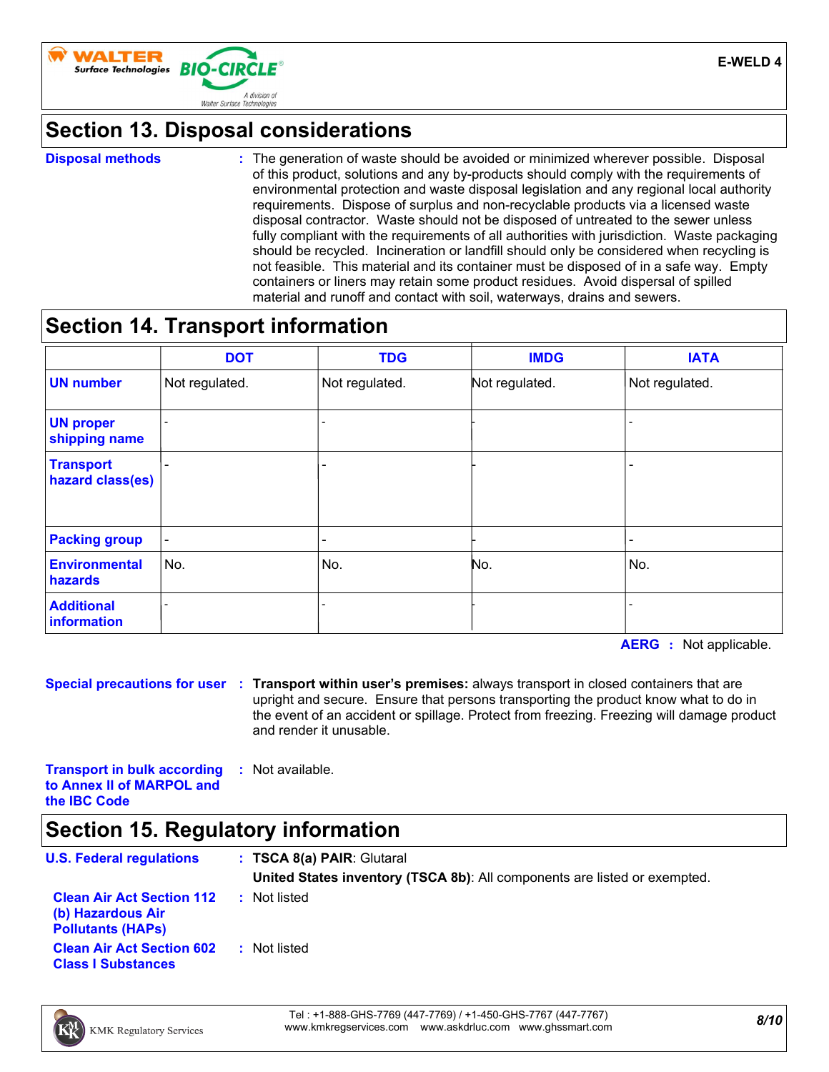## Section 13. Disposal considerations

**Disposal methods** : The generation of waste should be avoided or minimized wherever possible. Disposal of this product, solutions and any by-products should comply with the requirements of environmental protection and waste disposal legislation and any regional local authority requirements. Dispose of surplus and non-recyclable products via a licensed waste disposal contractor. Waste should not be disposed of untreated to the sewer unless fully compliant with the requirements of all authorities with jurisdiction. Waste packaging should be recycled. Incineration or landfill should only be considered when recycling is not feasible. This material and its container must be disposed of in a safe way. Empty containers or liners may retain some product residues. Avoid dispersal of spilled material and runoff and contact with soil, waterways, drains and sewers.

## Section 14. Transport information

| | DOT | TDG | IMDG | IATA |
|---|---|---|---|---|
| **UN number** | Not regulated. | Not regulated. | Not regulated. | Not regulated. |
| **UN proper shipping name** | - | - | - | - |
| **Transport hazard class(es)** | - | - | - | - |
| **Packing group** | - | - | - | - |
| **Environmental hazards** | No. | No. | No. | No. |
| **Additional information** | - | - | - | - |

**AERG** : Not applicable.

**Special precautions for user** : **Transport within user's premises:** always transport in closed containers that are upright and secure. Ensure that persons transporting the product know what to do in the event of an accident or spillage. Protect from freezing. Freezing will damage product and render it unusable.

**Transport in bulk according to Annex II of MARPOL and the IBC Code** : Not available.

## Section 15. Regulatory information

**U.S. Federal regulations** : **TSCA 8(a) PAIR**: Glutaral

**United States inventory (TSCA 8b)**: All components are listed or exempted.

**Clean Air Act Section 112 (b) Hazardous Air Pollutants (HAPs)** : Not listed

**Clean Air Act Section 602 Class I Substances** : Not listed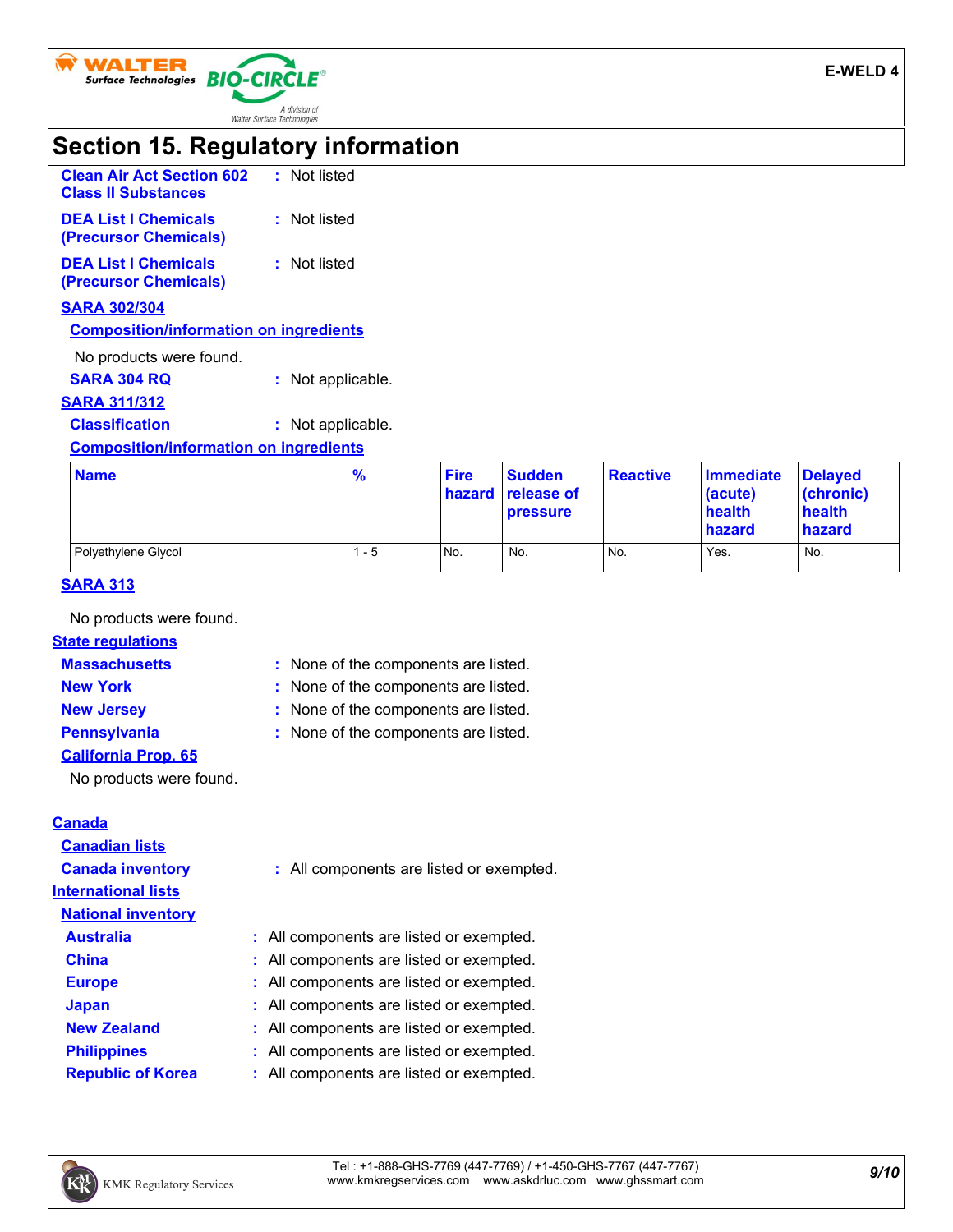# Section 15. Regulatory information

**Clean Air Act Section 602 Class II Substances** : Not listed

**DEA List I Chemicals (Precursor Chemicals)** : Not listed

**DEA List I Chemicals (Precursor Chemicals)** : Not listed

**SARA 302/304**

**Composition/information on ingredients**

No products were found.

**SARA 304 RQ** : Not applicable.

**SARA 311/312**

**Classification** : Not applicable.

**Composition/information on ingredients**

| Name | % | Fire hazard | Sudden release of pressure | Reactive | Immediate (acute) health hazard | Delayed (chronic) health hazard |
|---|---|---|---|---|---|---|
| Polyethylene Glycol | 1 - 5 | No. | No. | No. | Yes. | No. |

**SARA 313**

No products were found.

**State regulations**

**Massachusetts** : None of the components are listed.

**New York** : None of the components are listed.

**New Jersey** : None of the components are listed.

**Pennsylvania** : None of the components are listed.

**California Prop. 65**

No products were found.

**Canada**

**Canadian lists**

**Canada inventory** : All components are listed or exempted.

**International lists**

**National inventory**

**Australia** : All components are listed or exempted.

**China** : All components are listed or exempted.

**Europe** : All components are listed or exempted.

**Japan** : All components are listed or exempted.

**New Zealand** : All components are listed or exempted.

**Philippines** : All components are listed or exempted.

**Republic of Korea** : All components are listed or exempted.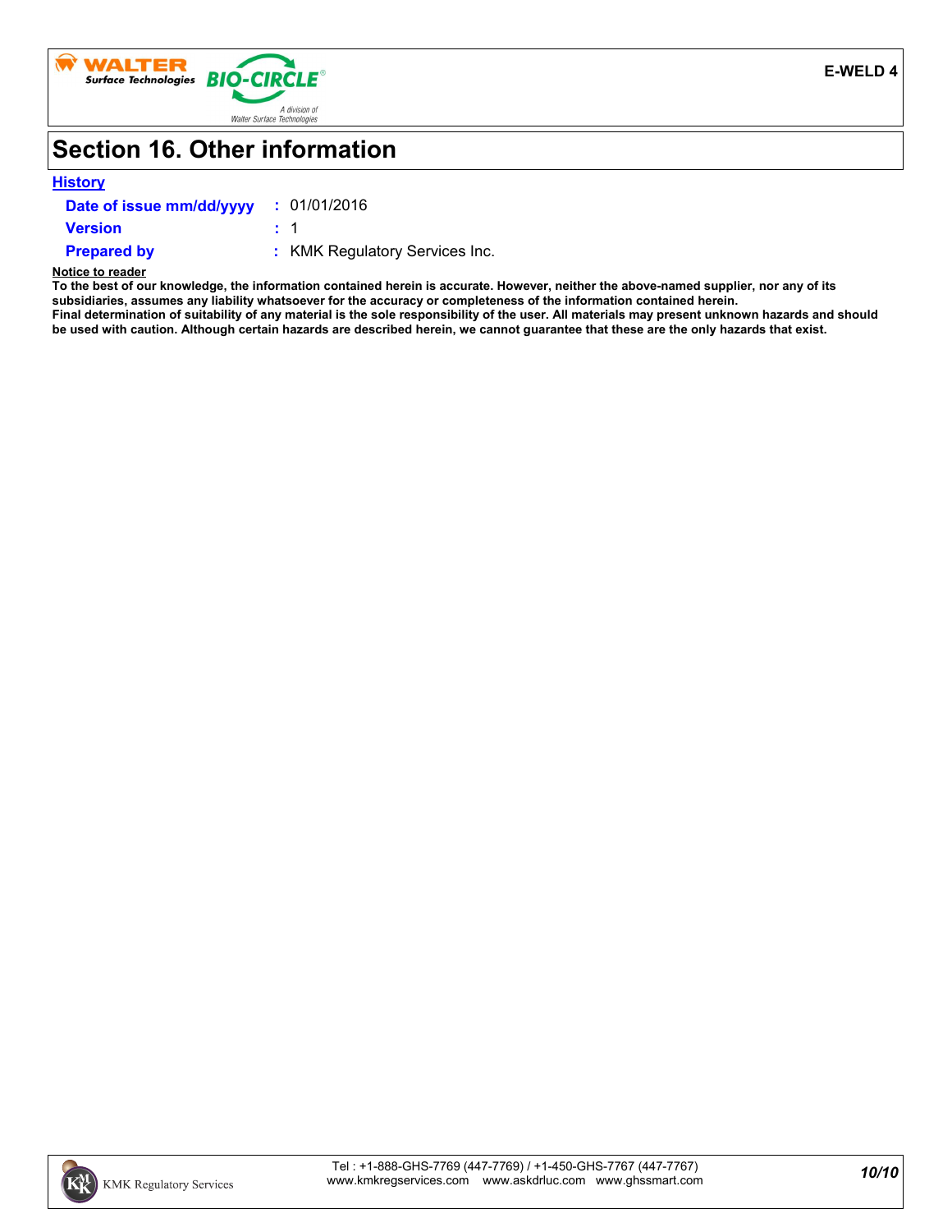# Section 16. Other information

**History**

| | | |
|---|---|---|
| **Date of issue mm/dd/yyyy** | : | 01/01/2016 |
| **Version** | : | 1 |
| **Prepared by** | : | KMK Regulatory Services Inc. |

**Notice to reader**

**To the best of our knowledge, the information contained herein is accurate. However, neither the above-named supplier, nor any of its subsidiaries, assumes any liability whatsoever for the accuracy or completeness of the information contained herein.**
**Final determination of suitability of any material is the sole responsibility of the user. All materials may present unknown hazards and should be used with caution. Although certain hazards are described herein, we cannot guarantee that these are the only hazards that exist.**